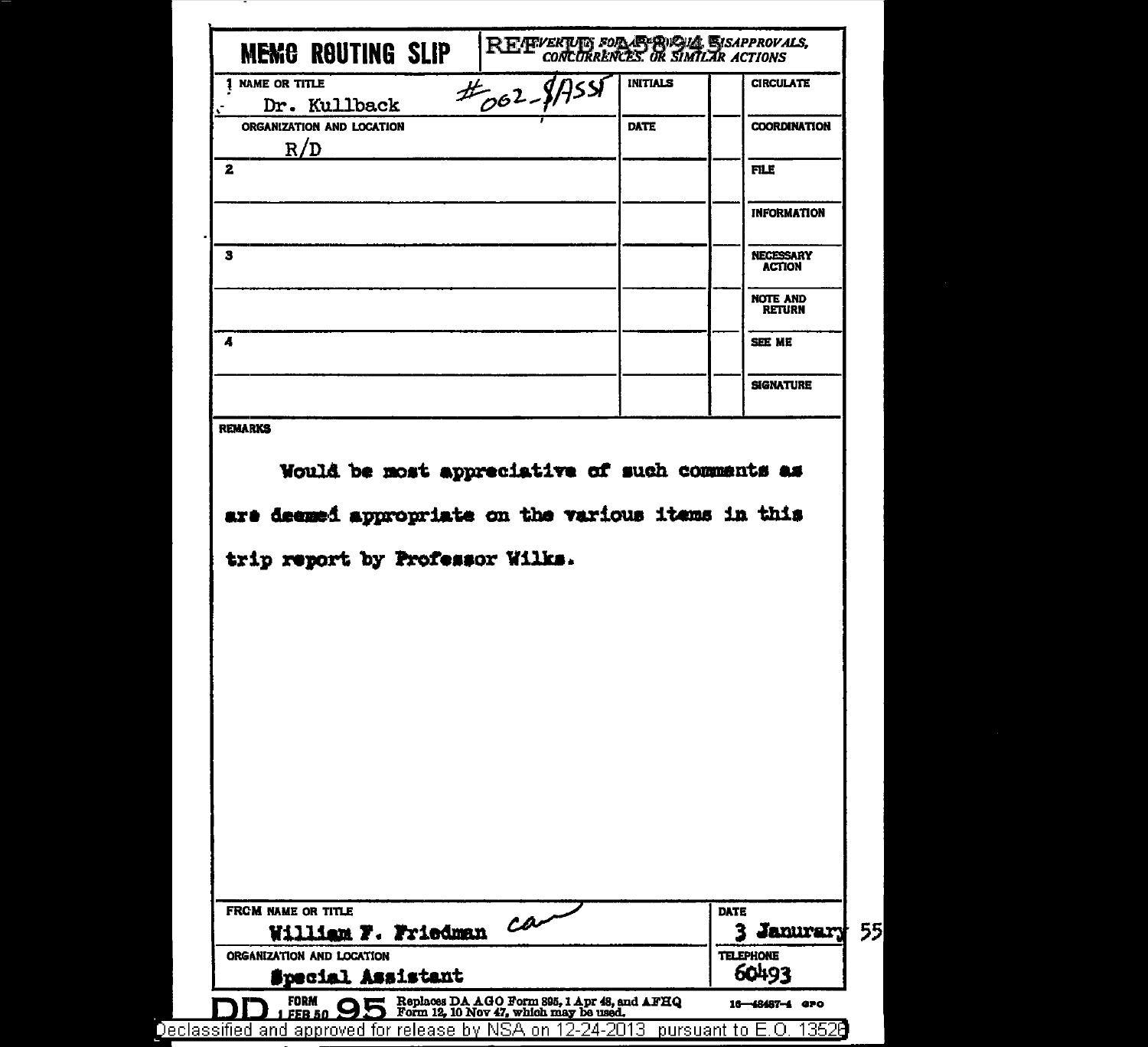# MEMO ROUTING SLIP

REF ID:A58945 — FOR APPROVALS, DISAPPROVALS, CONCURRENCES, OR SIMILAR ACTIONS

| | NAME OR TITLE | INITIALS | | |
|---|---|---|---|---|
| 1 | Dr. Kullback #062-$ASST | | | CIRCULATE |
| | ORGANIZATION AND LOCATION: R/D | DATE | | COORDINATION |
| 2 | | | | FILE |
| | | | | INFORMATION |
| 3 | | | | NECESSARY ACTION |
| | | | | NOTE AND RETURN |
| 4 | | | | SEE ME |
| | | | | SIGNATURE |

REMARKS

Would be most appreciative of such comments as are deemed appropriate on the various items in this trip report by Professor Wilks.

| FROM NAME OR TITLE | DATE |
|---|---|
| William F. Friedman | 3 January 55 |
| ORGANIZATION AND LOCATION | TELEPHONE |
| Special Assistant | 60493 |

DD FORM 1 FEB 50 95 — Replaces DA AGO Form 895, 1 Apr 48, and AFHQ Form 12, 10 Nov 47, which may be used. 16—48487-4 GPO

Declassified and approved for release by NSA on 12-24-2013 pursuant to E.O. 13526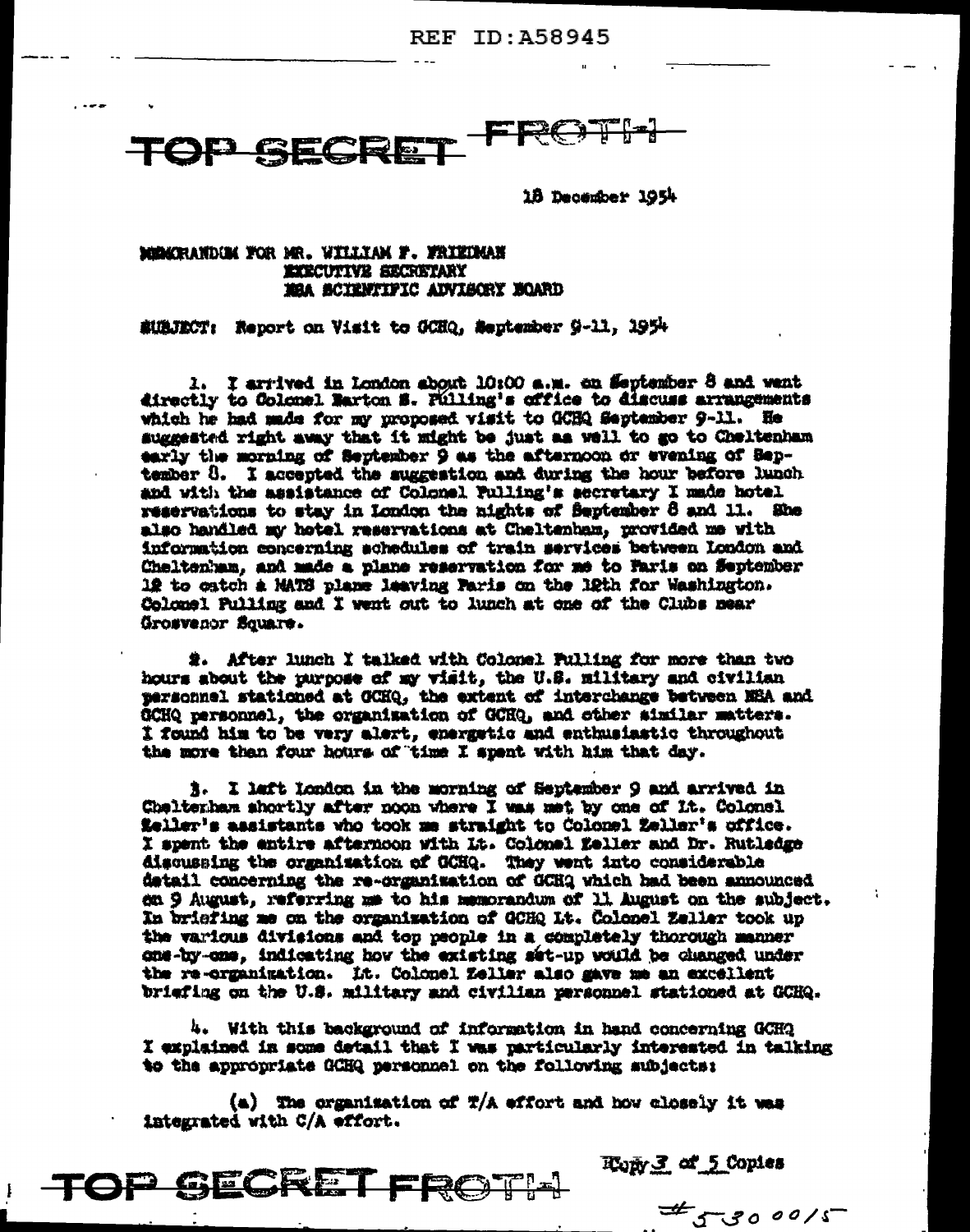REF ID:A58945

TOP SECRET FROTH

18 December 1954

MEMORANDUM FOR MR. WILLIAM F. FRIEDMAN
EXECUTIVE SECRETARY
NSA SCIENTIFIC ADVISORY BOARD

SUBJECT: Report on Visit to GCHQ, September 9-11, 1954

1. I arrived in London about 10:00 a.m. on September 8 and went directly to Colonel Barton S. Pulling's office to discuss arrangements which he had made for my proposed visit to GCHQ September 9-11. He suggested right away that it might be just as well to go to Cheltenham early the morning of September 9 as the afternoon or evening of September 8. I accepted the suggestion and during the hour before lunch and with the assistance of Colonel Pulling's secretary I made hotel reservations to stay in London the nights of September 8 and 11. She also handled my hotel reservations at Cheltenham, provided me with information concerning schedules of train services between London and Cheltenham, and made a plane reservation for me to Paris on September 12 to catch a MATS plane leaving Paris on the 12th for Washington. Colonel Pulling and I went out to lunch at one of the Clubs near Grosvenor Square.

2. After lunch I talked with Colonel Pulling for more than two hours about the purpose of my visit, the U.S. military and civilian personnel stationed at GCHQ, the extent of interchange between NSA and GCHQ personnel, the organization of GCHQ, and other similar matters. I found him to be very alert, energetic and enthusiastic throughout the more than four hours of time I spent with him that day.

3. I left London in the morning of September 9 and arrived in Cheltenham shortly after noon where I was met by one of Lt. Colonel Zeller's assistants who took me straight to Colonel Zeller's office. I spent the entire afternoon with Lt. Colonel Zeller and Dr. Rutledge discussing the organization of GCHQ. They went into considerable detail concerning the re-organization of GCHQ which had been announced on 9 August, referring me to his memorandum of 11 August on the subject. In briefing me on the organization of GCHQ Lt. Colonel Zeller took up the various divisions and top people in a completely thorough manner one-by-one, indicating how the existing set-up would be changed under the re-organization. Lt. Colonel Zeller also gave me an excellent briefing on the U.S. military and civilian personnel stationed at GCHQ.

4. With this background of information in hand concerning GCHQ I explained in some detail that I was particularly interested in talking to the appropriate GCHQ personnel on the following subjects:

(a) The organization of T/A effort and how closely it was integrated with C/A effort.

TOP SECRET FROTH

Copy 3 of 5 Copies

#530 0015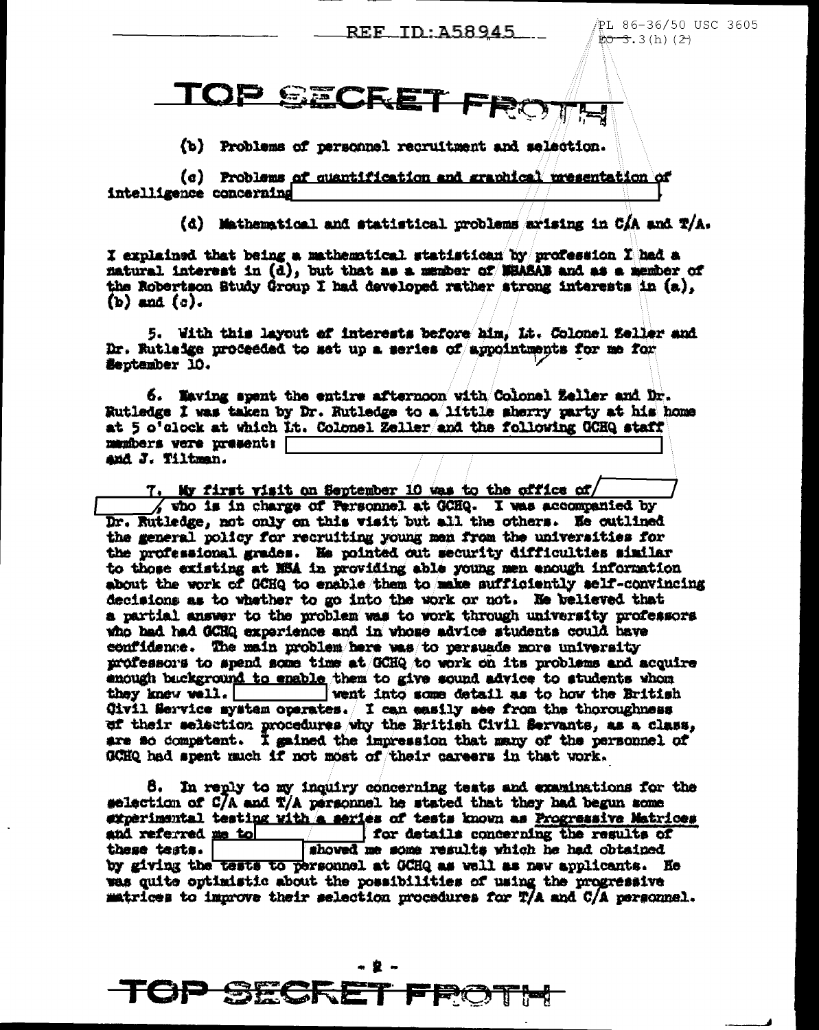TOP SECRET FROTH

(b) Problems of personnel recruitment and selection.

(c) Problems of quantification and graphical presentation of intelligence concerning [REDACTED]

(d) Mathematical and statistical problems arising in C/A and T/A.

I explained that being a mathematical statistician by profession I had a natural interest in (d), but that as a member of NSASAB and as a member of the Robertson Study Group I had developed rather strong interests in (a), (b) and (c).

5. With this layout of interests before him, Lt. Colonel Zeller and Dr. Rutledge proceeded to set up a series of appointments for me for September 10.

6. Having spent the entire afternoon with Colonel Zeller and Dr. Rutledge I was taken by Dr. Rutledge to a little sherry party at his home at 5 o'clock at which Lt. Colonel Zeller and the following GCHQ staff members were present: [REDACTED] and J. Tiltman.

7. My first visit on September 10 was to the office of [REDACTED], who is in charge of Personnel at GCHQ. I was accompanied by Dr. Rutledge, not only on this visit but all the others. He outlined the general policy for recruiting young men from the universities for the professional grades. He pointed out security difficulties similar to those existing at NSA in providing able young men enough information about the work of GCHQ to enable them to make sufficiently self-convincing decisions as to whether to go into the work or not. He believed that a partial answer to the problem was to work through university professors who had had GCHQ experience and in whose advice students could have confidence. The main problem here was to persuade more university professors to spend some time at GCHQ to work on its problems and acquire enough background to enable them to give sound advice to students whom they knew well. [REDACTED] went into some detail as to how the British Civil Service system operates. I can easily see from the thoroughness of their selection procedures why the British Civil Servants, as a class, are so competent. I gained the impression that many of the personnel of GCHQ had spent much if not most of their careers in that work.

8. In reply to my inquiry concerning tests and examinations for the selection of C/A and T/A personnel he stated that they had begun some experimental testing with a series of tests known as Progressive Matrices and referred me to [REDACTED] for details concerning the results of these tests. [REDACTED] showed me some results which he had obtained by giving the tests to personnel at GCHQ as well as new applicants. He was quite optimistic about the possibilities of using the progressive matrices to improve their selection procedures for T/A and C/A personnel.

TOP SECRET FROTH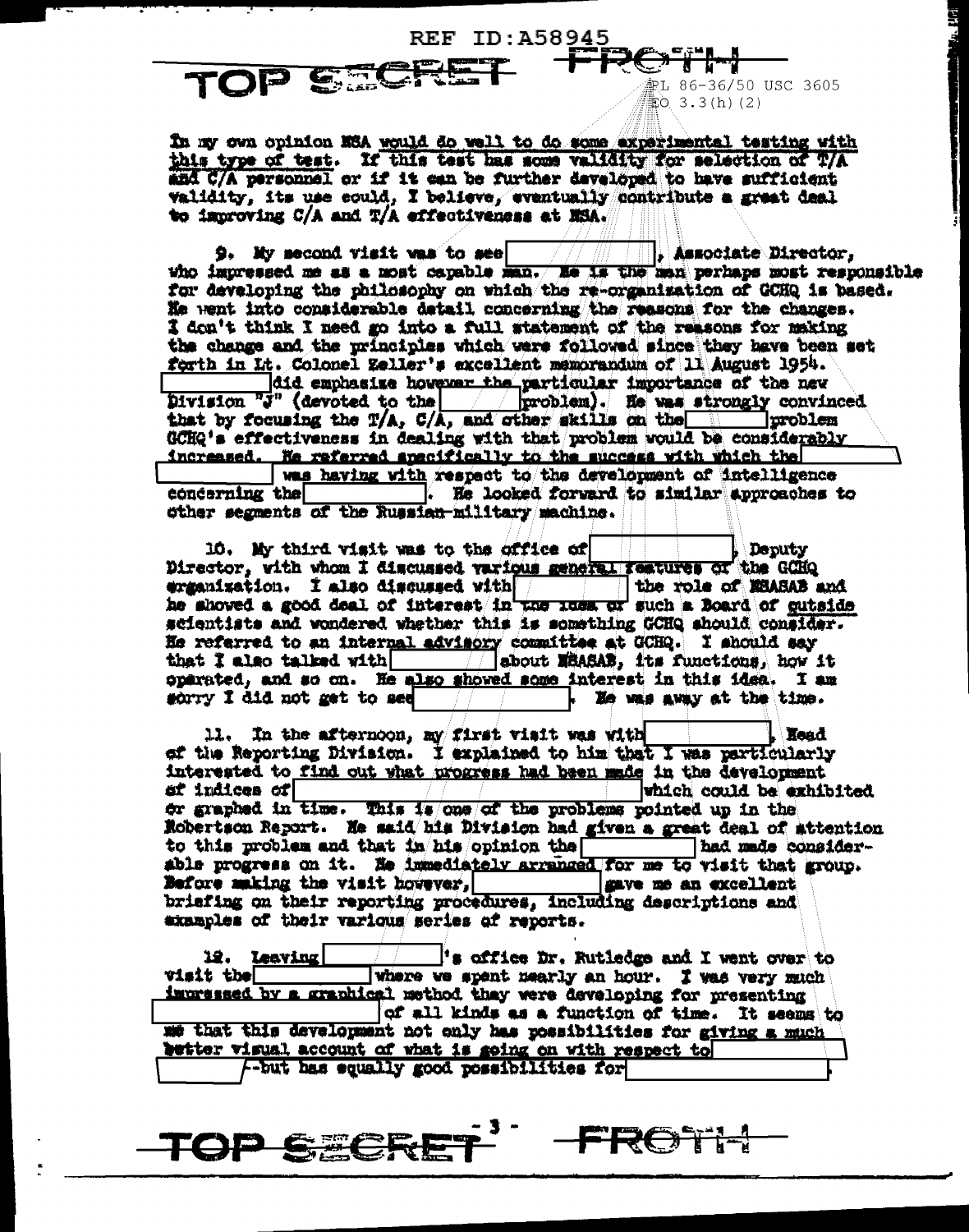In my own opinion NSA would do well to do some experimental testing with this type of test. If this test has some validity for selection of T/A and C/A personnel or if it can be further developed to have sufficient validity, its use could, I believe, eventually contribute a great deal to improving C/A and T/A effectiveness at NSA.

9. My second visit was to see [          ], Associate Director, who impressed me as a most capable man. He is the man perhaps most responsible for developing the philosophy on which the re-organization of GCHQ is based. He went into considerable detail concerning the reasons for the changes. I don't think I need go into a full statement of the reasons for making the change and the principles which were followed since they have been set forth in Lt. Colonel Zeller's excellent memorandum of 11 August 1954. [          ] did emphasize however the particular importance of the new Division "J" (devoted to the [          ] problem). He was strongly convinced that by focusing the T/A, C/A, and other skills on the [          ] problem GCHQ's effectiveness in dealing with that problem would be considerably increased. He referred specifically to the success with which the [          ] was having with respect to the development of intelligence concerning the [          ]. He looked forward to similar approaches to other segments of the Russian military machine.

10. My third visit was to the office of [          ], Deputy Director, with whom I discussed various general features of the GCHQ organization. I also discussed with [          ] the role of NSASAB and he showed a good deal of interest in the idea of such a Board of outside scientists and wondered whether this is something GCHQ should consider. He referred to an internal advisory committee at GCHQ. I should say that I also talked with [          ] about NSASAB, its functions, how it operated, and so on. He also showed some interest in this idea. I am sorry I did not get to see [          ]. He was away at the time.

11. In the afternoon, my first visit was with [          ], Head of the Reporting Division. I explained to him that I was particularly interested to find out what progress had been made in the development of indices of [          ] which could be exhibited or graphed in time. This is one of the problems pointed up in the Robertson Report. He said his Division had given a great deal of attention to this problem and that in his opinion the [          ] had made considerable progress on it. He immediately arranged for me to visit that group. Before making the visit however, [          ] gave me an excellent briefing on their reporting procedures, including descriptions and examples of their various series of reports.

12. Leaving [          ]'s office Dr. Rutledge and I went over to visit the [          ] where we spent nearly an hour. I was very much impressed by a graphical method they were developing for presenting [          ] of all kinds as a function of time. It seems to me that this development not only has possibilities for giving a much better visual account of what is going on with respect to [          ] --but has equally good possibilities for [          ].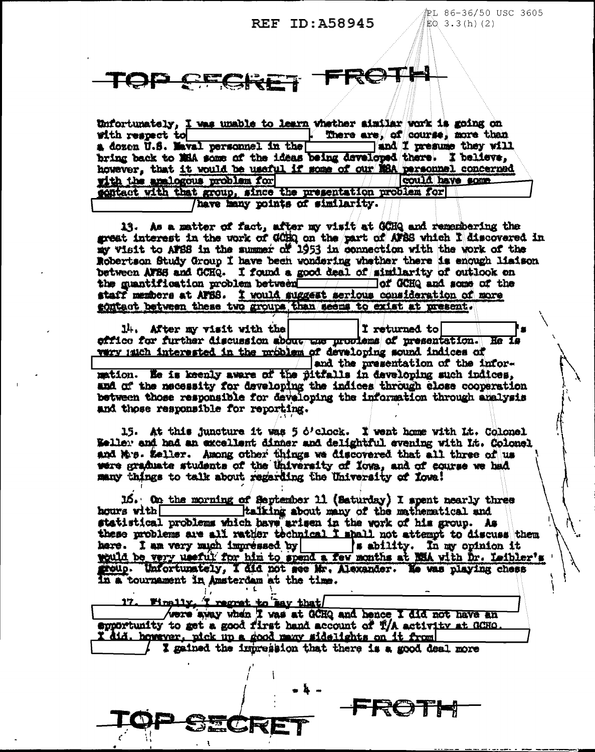REF ID:A58945

PL 86-36/50 USC 3605
EO 3.3(h)(2)

TOP SECRET FROTH

Unfortunately, I was unable to learn whether similar work is going on with respect to [ ]. There are, of course, more than a dozen U.S. Naval personnel in the [ ] and I presume they will bring back to NSA some of the ideas being developed there. I believe, however, that it would be useful if some of our NSA personnel concerned with the analogous problem for [ ] could have some contact with that group, since the presentation problem for [ ] have many points of similarity.

13. As a matter of fact, after my visit at GCHQ and remembering the great interest in the work of GCHQ on the part of AFSS which I discovered in my visit to AFSS in the summer of 1953 in connection with the work of the Robertson Study Group I have been wondering whether there is enough liaison between AFSS and GCHQ. I found a good deal of similarity of outlook on the quantification problem between [ ] of GCHQ and some of the staff members at AFSS. I would suggest serious consideration of more contact between these two groups than seems to exist at present.

14. After my visit with the [ ] I returned to [ ]'s office for further discussion about the problems of presentation. He is very much interested in the problem of developing sound indices of [ ] and the presentation of the information. He is keenly aware of the pitfalls in developing such indices, and of the necessity for developing the indices through close cooperation between those responsible for developing the information through analysis and those responsible for reporting.

15. At this juncture it was 5 o'clock. I went home with Lt. Colonel Keller and had an excellent dinner and delightful evening with Lt. Colonel and Mrs. Keller. Among other things we discovered that all three of us were graduate students of the University of Iowa, and of course we had many things to talk about regarding the University of Iowa!

16. On the morning of September 11 (Saturday) I spent nearly three hours with [ ] talking about many of the mathematical and statistical problems which have arisen in the work of his group. As these problems are all rather technical I shall not attempt to discuss them here. I am very much impressed by [ ]'s ability. In my opinion it would be very useful for him to spend a few months at NSA with Dr. Leibler's group. Unfortunately, I did not see Mr. Alexander. He was playing chess in a tournament in Amsterdam at the time.

17. Finally, I regret to say that [ ] were away when I was at GCHQ and hence I did not have an opportunity to get a good first hand account of T/A activity at GCHQ. I did, however, pick up a good many sidelights on it from [ ]. I gained the impression that there is a good deal more

TOP SECRET FROTH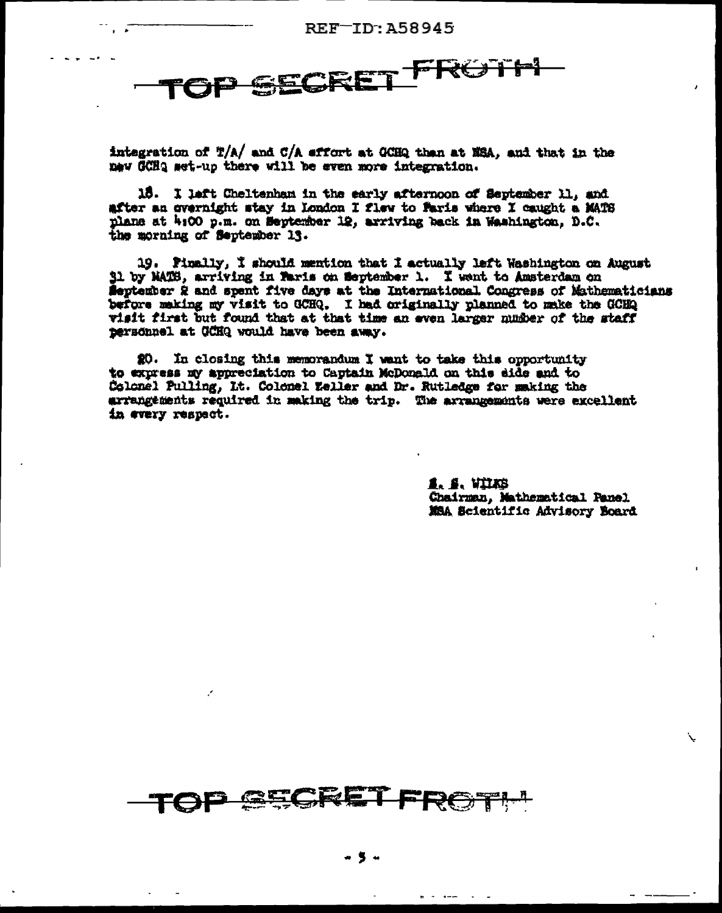integration of T/A/ and C/A effort at GCHQ than at NSA, and that in the new GCHQ set-up there will be even more integration.

18. I left Cheltenham in the early afternoon of September 11, and after an overnight stay in London I flew to Paris where I caught a MATS plane at 4:00 p.m. on September 12, arriving back in Washington, D.C. the morning of September 13.

19. Finally, I should mention that I actually left Washington on August 31 by MATS, arriving in Paris on September 1. I went to Amsterdam on September 2 and spent five days at the International Congress of Mathematicians before making my visit to GCHQ. I had originally planned to make the GCHQ visit first but found that at that time an even larger number of the staff personnel at GCHQ would have been away.

20. In closing this memorandum I want to take this opportunity to express my appreciation to Captain McDonald on this side and to Colonel Pulling, Lt. Colonel Zeller and Dr. Rutledge for making the arrangements required in making the trip. The arrangements were excellent in every respect.

S. S. WILKS
Chairman, Mathematical Panel
NSA Scientific Advisory Board